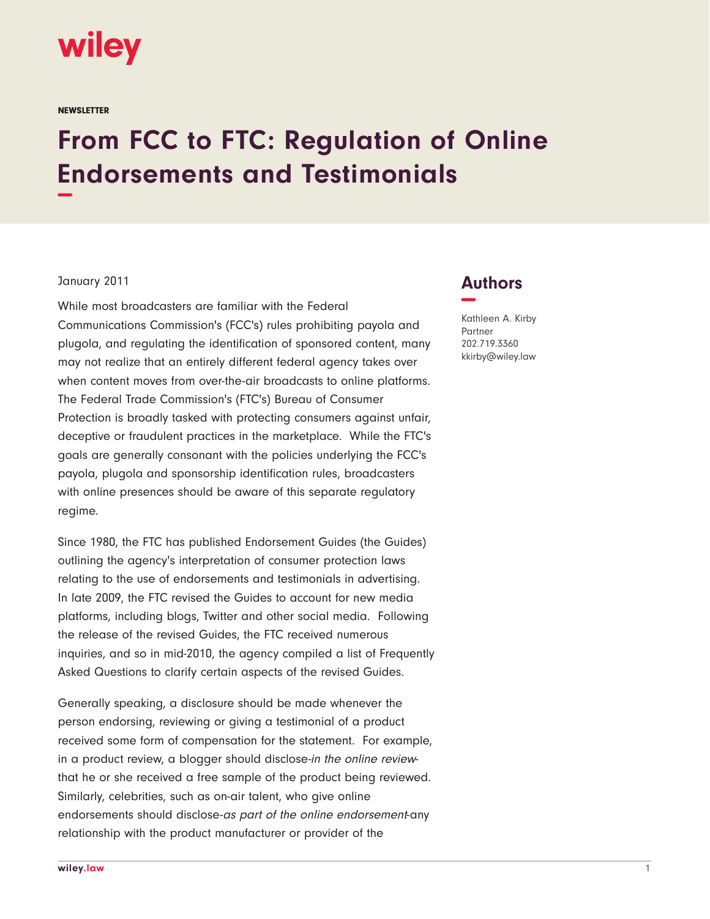wiley

NEWSLETTER

# From FCC to FTC: Regulation of Online Endorsements and Testimonials

January 2011

## Authors

Kathleen A. Kirby
Partner
202.719.3360
kkirby@wiley.law

While most broadcasters are familiar with the Federal Communications Commission's (FCC's) rules prohibiting payola and plugola, and regulating the identification of sponsored content, many may not realize that an entirely different federal agency takes over when content moves from over-the-air broadcasts to online platforms. The Federal Trade Commission's (FTC's) Bureau of Consumer Protection is broadly tasked with protecting consumers against unfair, deceptive or fraudulent practices in the marketplace. While the FTC's goals are generally consonant with the policies underlying the FCC's payola, plugola and sponsorship identification rules, broadcasters with online presences should be aware of this separate regulatory regime.

Since 1980, the FTC has published Endorsement Guides (the Guides) outlining the agency's interpretation of consumer protection laws relating to the use of endorsements and testimonials in advertising. In late 2009, the FTC revised the Guides to account for new media platforms, including blogs, Twitter and other social media. Following the release of the revised Guides, the FTC received numerous inquiries, and so in mid-2010, the agency compiled a list of Frequently Asked Questions to clarify certain aspects of the revised Guides.

Generally speaking, a disclosure should be made whenever the person endorsing, reviewing or giving a testimonial of a product received some form of compensation for the statement. For example, in a product review, a blogger should disclose-*in the online review*-that he or she received a free sample of the product being reviewed. Similarly, celebrities, such as on-air talent, who give online endorsements should disclose-*as part of the online endorsement*-any relationship with the product manufacturer or provider of the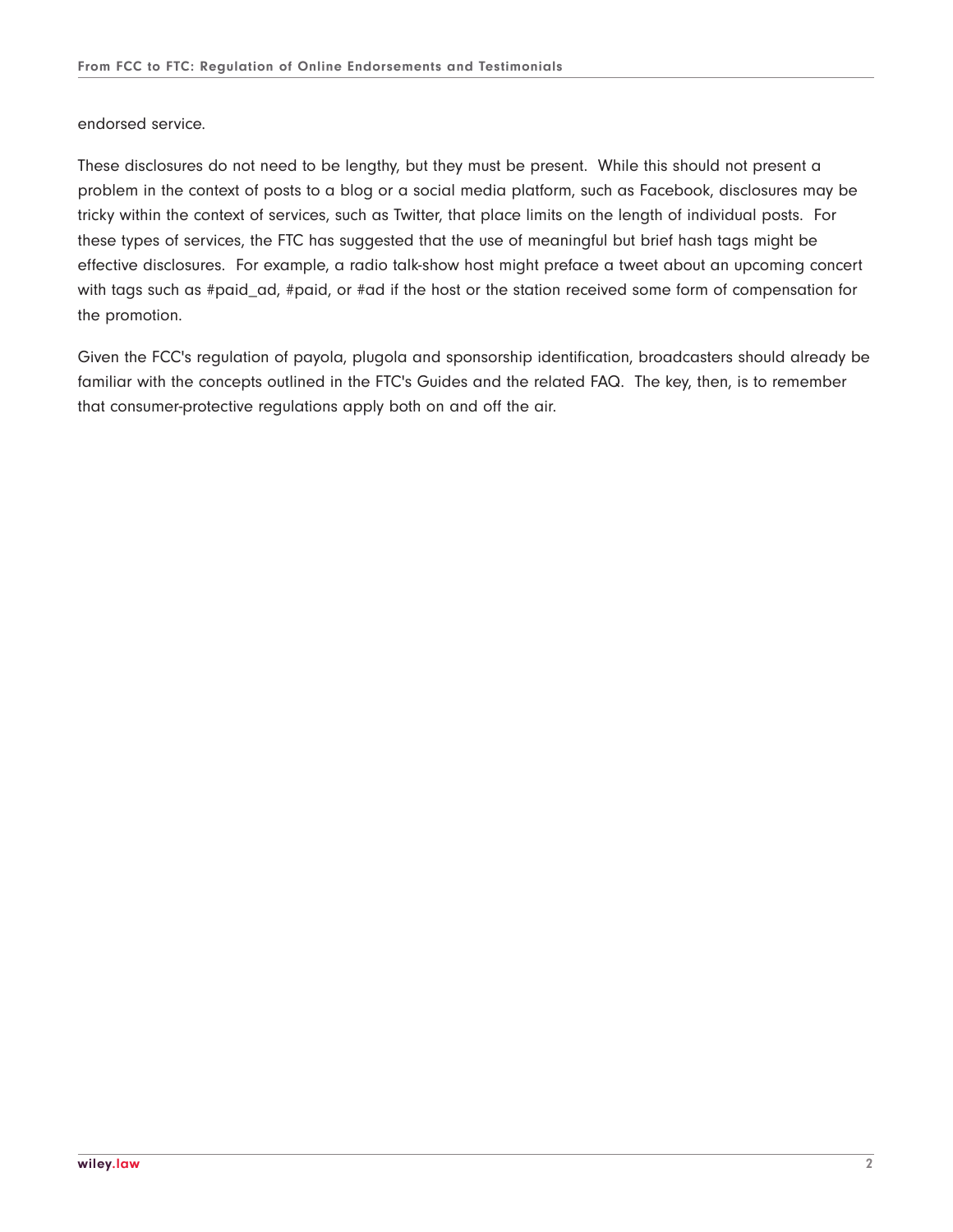endorsed service.

These disclosures do not need to be lengthy, but they must be present. While this should not present a problem in the context of posts to a blog or a social media platform, such as Facebook, disclosures may be tricky within the context of services, such as Twitter, that place limits on the length of individual posts. For these types of services, the FTC has suggested that the use of meaningful but brief hash tags might be effective disclosures. For example, a radio talk-show host might preface a tweet about an upcoming concert with tags such as #paid_ad, #paid, or #ad if the host or the station received some form of compensation for the promotion.

Given the FCC's regulation of payola, plugola and sponsorship identification, broadcasters should already be familiar with the concepts outlined in the FTC's Guides and the related FAQ. The key, then, is to remember that consumer-protective regulations apply both on and off the air.